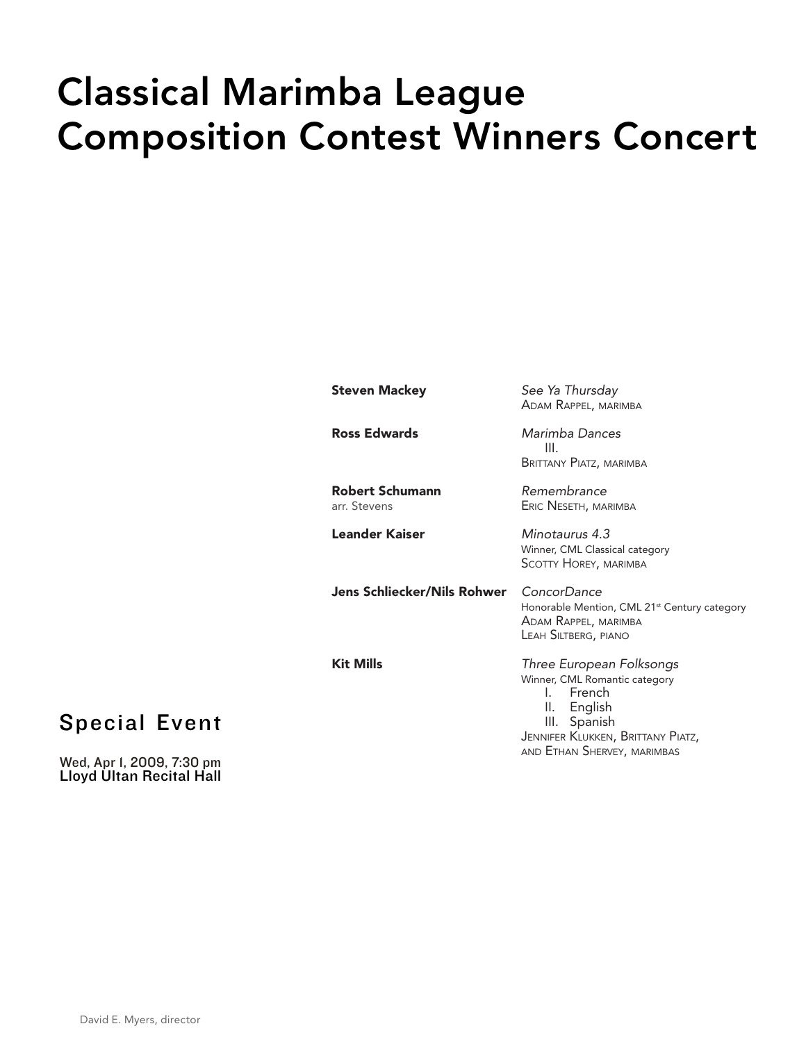# Classical Marimba League Composition Contest Winners Concert

**Steven Mackey**

*See Ya Thursday*
Adam Rappel, marimba

**Ross Edwards**

*Marimba Dances*
III.
Brittany Piatz, marimba

**Robert Schumann**
arr. Stevens

*Remembrance*
Eric Neseth, marimba

**Leander Kaiser**

*Minotaurus 4.3*
Winner, CML Classical category
Scotty Horey, marimba

**Jens Schliecker/Nils Rohwer**

*ConcorDance*
Honorable Mention, CML 21st Century category
Adam Rappel, marimba
Leah Siltberg, piano

**Kit Mills**

*Three European Folksongs*
Winner, CML Romantic category
I. French
II. English
III. Spanish
Jennifer Klukken, Brittany Piatz, and Ethan Shervey, marimbas

## Special Event

Wed, Apr 1, 2009, 7:30 pm
Lloyd Ultan Recital Hall

David E. Myers, director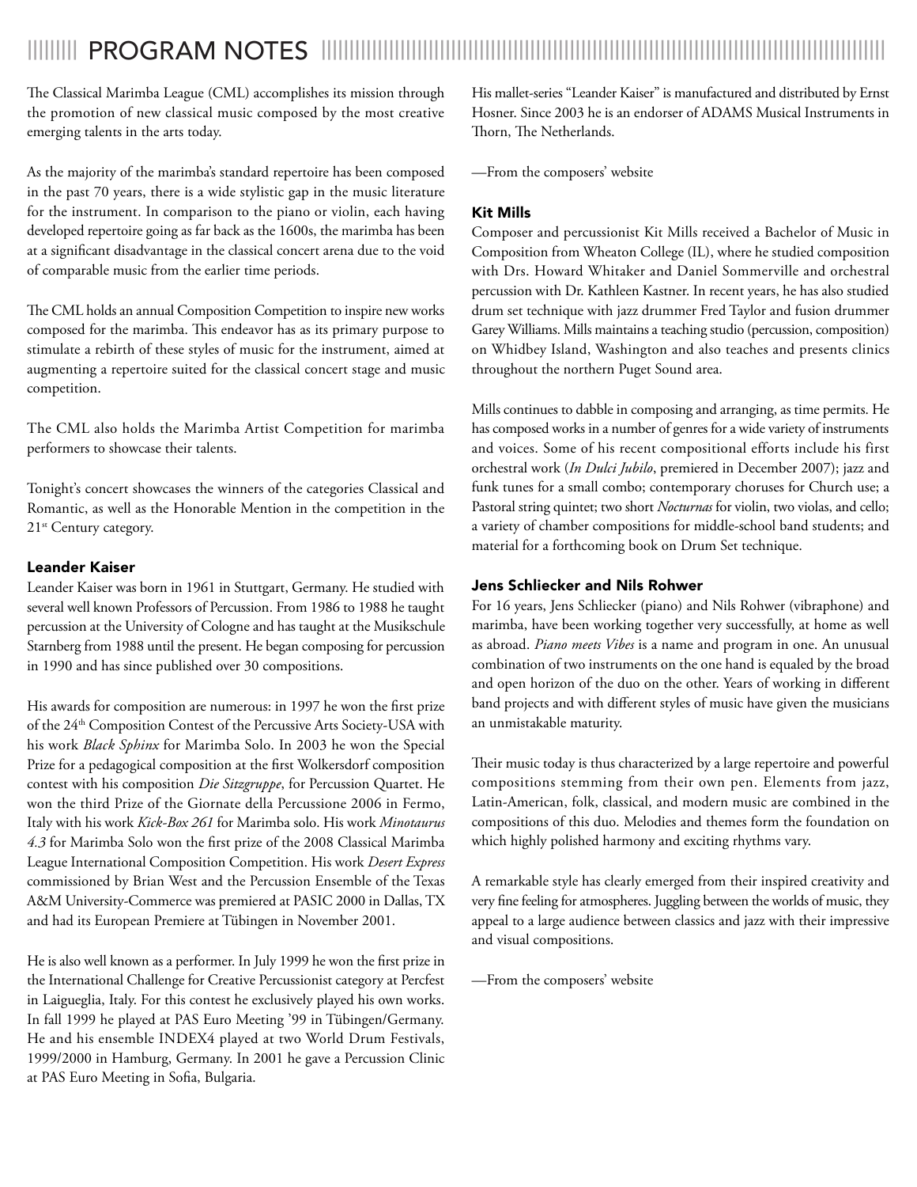# PROGRAM NOTES

The Classical Marimba League (CML) accomplishes its mission through the promotion of new classical music composed by the most creative emerging talents in the arts today.

As the majority of the marimba's standard repertoire has been composed in the past 70 years, there is a wide stylistic gap in the music literature for the instrument. In comparison to the piano or violin, each having developed repertoire going as far back as the 1600s, the marimba has been at a significant disadvantage in the classical concert arena due to the void of comparable music from the earlier time periods.

The CML holds an annual Composition Competition to inspire new works composed for the marimba. This endeavor has as its primary purpose to stimulate a rebirth of these styles of music for the instrument, aimed at augmenting a repertoire suited for the classical concert stage and music competition.

The CML also holds the Marimba Artist Competition for marimba performers to showcase their talents.

Tonight's concert showcases the winners of the categories Classical and Romantic, as well as the Honorable Mention in the competition in the 21st Century category.

## Leander Kaiser

Leander Kaiser was born in 1961 in Stuttgart, Germany. He studied with several well known Professors of Percussion. From 1986 to 1988 he taught percussion at the University of Cologne and has taught at the Musikschule Starnberg from 1988 until the present. He began composing for percussion in 1990 and has since published over 30 compositions.

His awards for composition are numerous: in 1997 he won the first prize of the 24th Composition Contest of the Percussive Arts Society-USA with his work *Black Sphinx* for Marimba Solo. In 2003 he won the Special Prize for a pedagogical composition at the first Wolkersdorf composition contest with his composition *Die Sitzgruppe*, for Percussion Quartet. He won the third Prize of the Giornate della Percussione 2006 in Fermo, Italy with his work *Kick-Box 261* for Marimba solo. His work *Minotaurus 4.3* for Marimba Solo won the first prize of the 2008 Classical Marimba League International Composition Competition. His work *Desert Express* commissioned by Brian West and the Percussion Ensemble of the Texas A&M University-Commerce was premiered at PASIC 2000 in Dallas, TX and had its European Premiere at Tübingen in November 2001.

He is also well known as a performer. In July 1999 he won the first prize in the International Challenge for Creative Percussionist category at Percfest in Laigueglia, Italy. For this contest he exclusively played his own works. In fall 1999 he played at PAS Euro Meeting '99 in Tübingen/Germany. He and his ensemble INDEX4 played at two World Drum Festivals, 1999/2000 in Hamburg, Germany. In 2001 he gave a Percussion Clinic at PAS Euro Meeting in Sofia, Bulgaria.

His mallet-series "Leander Kaiser" is manufactured and distributed by Ernst Hosner. Since 2003 he is an endorser of ADAMS Musical Instruments in Thorn, The Netherlands.

—From the composers' website

## Kit Mills

Composer and percussionist Kit Mills received a Bachelor of Music in Composition from Wheaton College (IL), where he studied composition with Drs. Howard Whitaker and Daniel Sommerville and orchestral percussion with Dr. Kathleen Kastner. In recent years, he has also studied drum set technique with jazz drummer Fred Taylor and fusion drummer Garey Williams. Mills maintains a teaching studio (percussion, composition) on Whidbey Island, Washington and also teaches and presents clinics throughout the northern Puget Sound area.

Mills continues to dabble in composing and arranging, as time permits. He has composed works in a number of genres for a wide variety of instruments and voices. Some of his recent compositional efforts include his first orchestral work (*In Dulci Jubilo*, premiered in December 2007); jazz and funk tunes for a small combo; contemporary choruses for Church use; a Pastoral string quintet; two short *Nocturnas* for violin, two violas, and cello; a variety of chamber compositions for middle-school band students; and material for a forthcoming book on Drum Set technique.

## Jens Schliecker and Nils Rohwer

For 16 years, Jens Schliecker (piano) and Nils Rohwer (vibraphone) and marimba, have been working together very successfully, at home as well as abroad. *Piano meets Vibes* is a name and program in one. An unusual combination of two instruments on the one hand is equaled by the broad and open horizon of the duo on the other. Years of working in different band projects and with different styles of music have given the musicians an unmistakable maturity.

Their music today is thus characterized by a large repertoire and powerful compositions stemming from their own pen. Elements from jazz, Latin-American, folk, classical, and modern music are combined in the compositions of this duo. Melodies and themes form the foundation on which highly polished harmony and exciting rhythms vary.

A remarkable style has clearly emerged from their inspired creativity and very fine feeling for atmospheres. Juggling between the worlds of music, they appeal to a large audience between classics and jazz with their impressive and visual compositions.

—From the composers' website